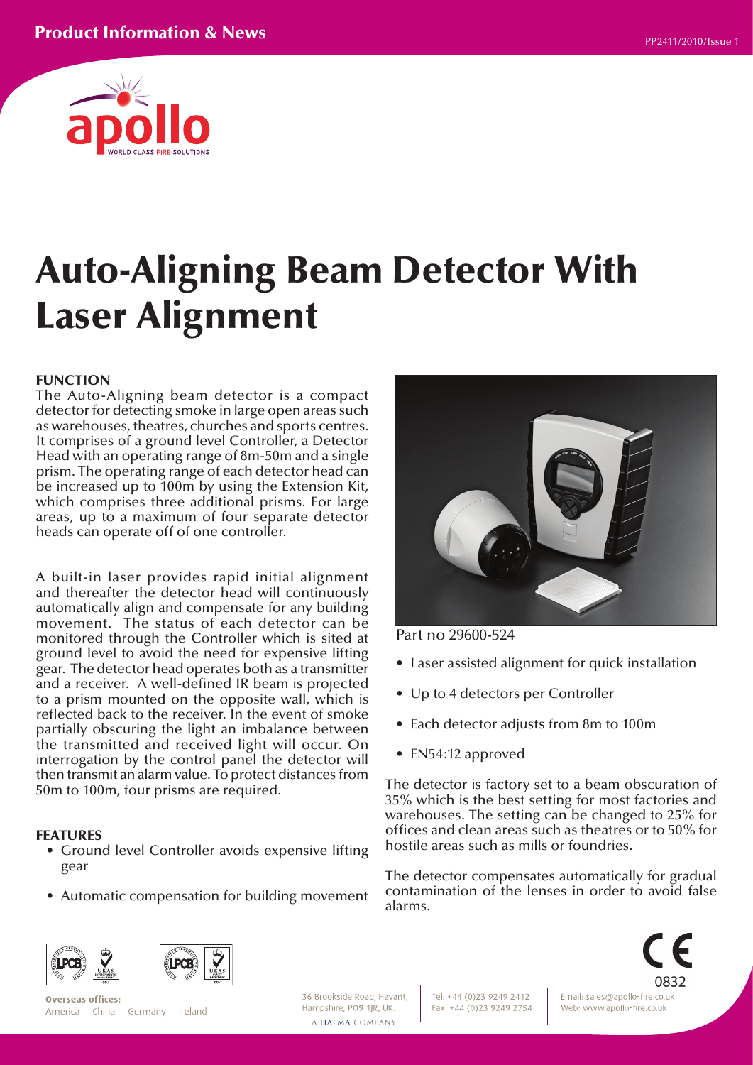# Auto-Aligning Beam Detector With Laser Alignment

## FUNCTION

The Auto-Aligning beam detector is a compact detector for detecting smoke in large open areas such as warehouses, theatres, churches and sports centres. It comprises of a ground level Controller, a Detector Head with an operating range of 8m-50m and a single prism. The operating range of each detector head can be increased up to 100m by using the Extension Kit, which comprises three additional prisms. For large areas, up to a maximum of four separate detector heads can operate off of one controller.

A built-in laser provides rapid initial alignment and thereafter the detector head will continuously automatically align and compensate for any building movement. The status of each detector can be monitored through the Controller which is sited at ground level to avoid the need for expensive lifting gear. The detector head operates both as a transmitter and a receiver. A well-defined IR beam is projected to a prism mounted on the opposite wall, which is reflected back to the receiver. In the event of smoke partially obscuring the light an imbalance between the transmitted and received light will occur. On interrogation by the control panel the detector will then transmit an alarm value. To protect distances from 50m to 100m, four prisms are required.

## FEATURES

- Ground level Controller avoids expensive lifting gear
- Automatic compensation for building movement

Part no 29600-524

- Laser assisted alignment for quick installation
- Up to 4 detectors per Controller
- Each detector adjusts from 8m to 100m
- EN54:12 approved

The detector is factory set to a beam obscuration of 35% which is the best setting for most factories and warehouses. The setting can be changed to 25% for offices and clean areas such as theatres or to 50% for hostile areas such as mills or foundries.

The detector compensates automatically for gradual contamination of the lenses in order to avoid false alarms.

**Overseas offices:**
America China Germany Ireland

36 Brookside Road, Havant, Hampshire, PO9 1JR, UK.
A HALMA COMPANY

Tel: +44 (0)23 9249 2412
Fax: +44 (0)23 9249 2754

Email: sales@apollo-fire.co.uk
Web: www.apollo-fire.co.uk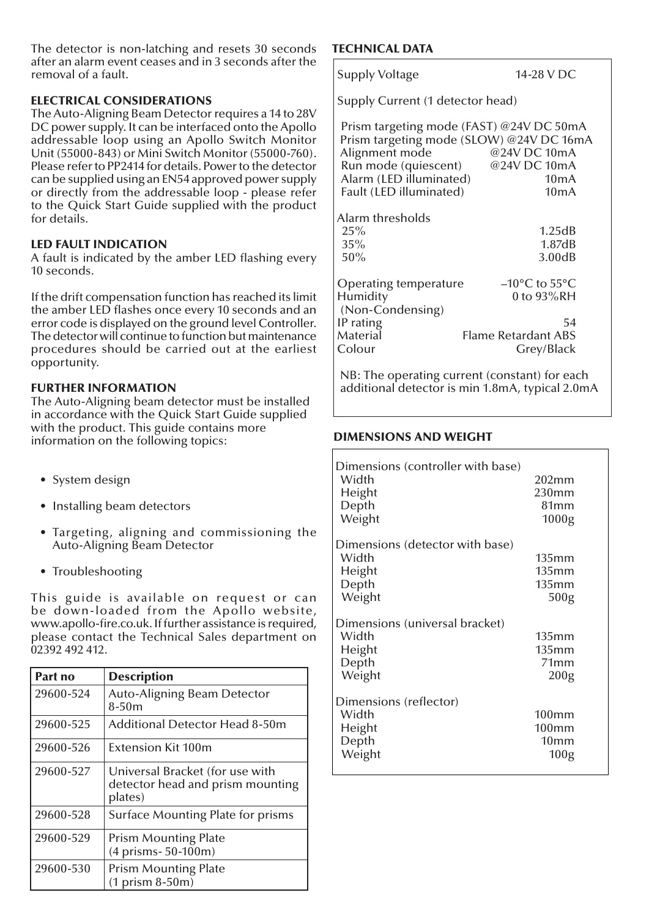The detector is non-latching and resets 30 seconds after an alarm event ceases and in 3 seconds after the removal of a fault.

### ELECTRICAL CONSIDERATIONS

The Auto-Aligning Beam Detector requires a 14 to 28V DC power supply. It can be interfaced onto the Apollo addressable loop using an Apollo Switch Monitor Unit (55000-843) or Mini Switch Monitor (55000-760). Please refer to PP2414 for details. Power to the detector can be supplied using an EN54 approved power supply or directly from the addressable loop - please refer to the Quick Start Guide supplied with the product for details.

### LED FAULT INDICATION

A fault is indicated by the amber LED flashing every 10 seconds.

If the drift compensation function has reached its limit the amber LED flashes once every 10 seconds and an error code is displayed on the ground level Controller. The detector will continue to function but maintenance procedures should be carried out at the earliest opportunity.

### FURTHER INFORMATION

The Auto-Aligning beam detector must be installed in accordance with the Quick Start Guide supplied with the product. This guide contains more information on the following topics:

- System design
- Installing beam detectors
- Targeting, aligning and commissioning the Auto-Aligning Beam Detector
- Troubleshooting

This guide is available on request or can be down-loaded from the Apollo website, www.apollo-fire.co.uk. If further assistance is required, please contact the Technical Sales department on 02392 492 412.

| Part no | Description |
|---|---|
| 29600-524 | Auto-Aligning Beam Detector 8-50m |
| 29600-525 | Additional Detector Head 8-50m |
| 29600-526 | Extension Kit 100m |
| 29600-527 | Universal Bracket (for use with detector head and prism mounting plates) |
| 29600-528 | Surface Mounting Plate for prisms |
| 29600-529 | Prism Mounting Plate (4 prisms- 50-100m) |
| 29600-530 | Prism Mounting Plate (1 prism 8-50m) |

### TECHNICAL DATA

| | |
|---|---|
| Supply Voltage | 14-28 V DC |
| Supply Current (1 detector head) | |
| Prism targeting mode (FAST) | @24V DC 50mA |
| Prism targeting mode (SLOW) | @24V DC 16mA |
| Alignment mode | @24V DC 10mA |
| Run mode (quiescent) | @24V DC 10mA |
| Alarm (LED illuminated) | 10mA |
| Fault (LED illuminated) | 10mA |
| Alarm thresholds | |
| 25% | 1.25dB |
| 35% | 1.87dB |
| 50% | 3.00dB |
| Operating temperature | –10°C to 55°C |
| Humidity (Non-Condensing) | 0 to 93%RH |
| IP rating | 54 |
| Material | Flame Retardant ABS |
| Colour | Grey/Black |

NB: The operating current (constant) for each additional detector is min 1.8mA, typical 2.0mA

### DIMENSIONS AND WEIGHT

| | |
|---|---|
| **Dimensions (controller with base)** | |
| Width | 202mm |
| Height | 230mm |
| Depth | 81mm |
| Weight | 1000g |
| **Dimensions (detector with base)** | |
| Width | 135mm |
| Height | 135mm |
| Depth | 135mm |
| Weight | 500g |
| **Dimensions (universal bracket)** | |
| Width | 135mm |
| Height | 135mm |
| Depth | 71mm |
| Weight | 200g |
| **Dimensions (reflector)** | |
| Width | 100mm |
| Height | 100mm |
| Depth | 10mm |
| Weight | 100g |